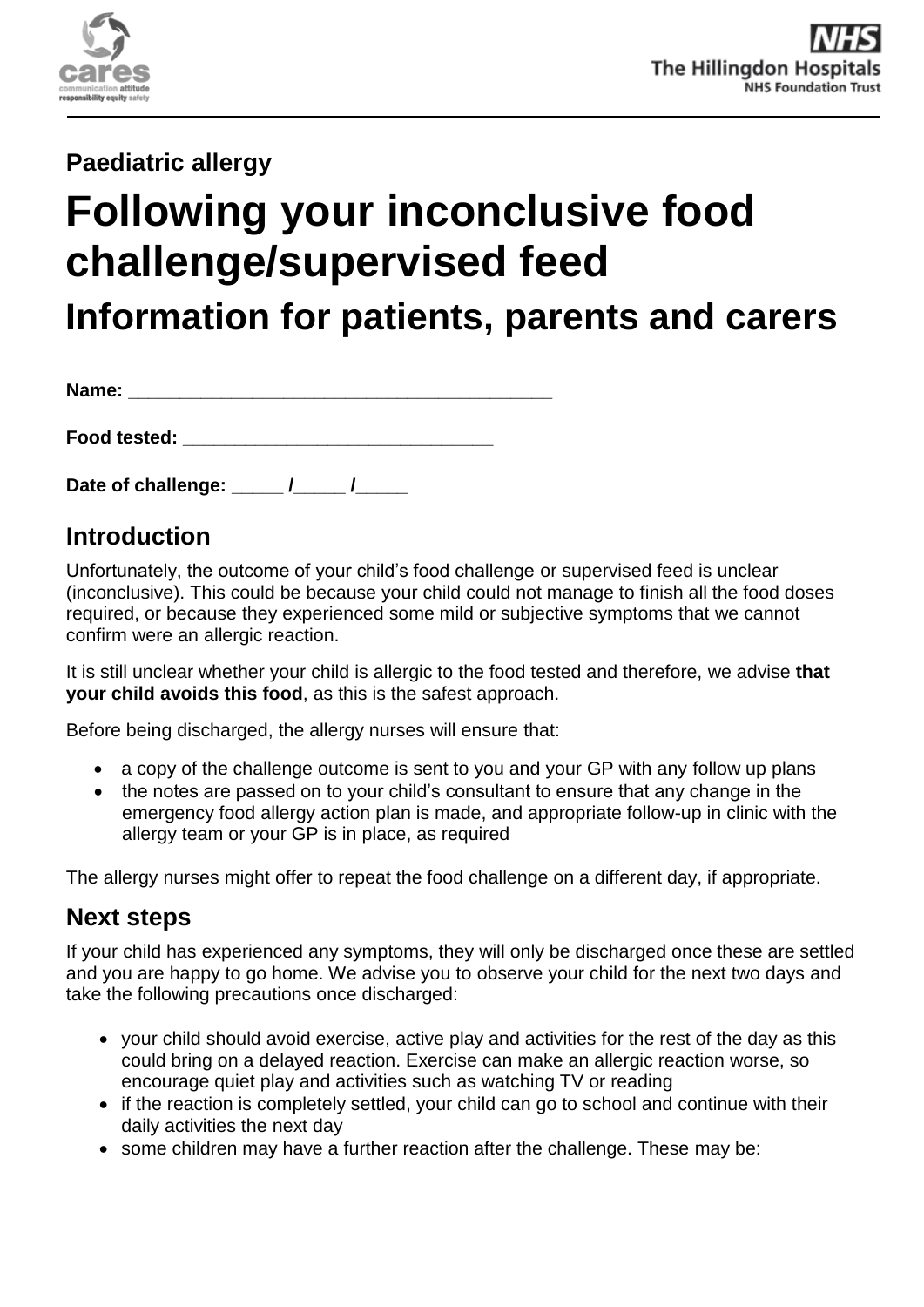Paediatric allergy

# Following your inconclusive food challenge/supervised feed

## Information for patients, parents and carers

**Name:** ________________________________________

**Food tested:** ______________________________

**Date of challenge:** _____ /_____ /_____

## Introduction

Unfortunately, the outcome of your child's food challenge or supervised feed is unclear (inconclusive). This could be because your child could not manage to finish all the food doses required, or because they experienced some mild or subjective symptoms that we cannot confirm were an allergic reaction.

It is still unclear whether your child is allergic to the food tested and therefore, we advise **that your child avoids this food**, as this is the safest approach.

Before being discharged, the allergy nurses will ensure that:

- a copy of the challenge outcome is sent to you and your GP with any follow up plans
- the notes are passed on to your child's consultant to ensure that any change in the emergency food allergy action plan is made, and appropriate follow-up in clinic with the allergy team or your GP is in place, as required

The allergy nurses might offer to repeat the food challenge on a different day, if appropriate.

## Next steps

If your child has experienced any symptoms, they will only be discharged once these are settled and you are happy to go home. We advise you to observe your child for the next two days and take the following precautions once discharged:

- your child should avoid exercise, active play and activities for the rest of the day as this could bring on a delayed reaction. Exercise can make an allergic reaction worse, so encourage quiet play and activities such as watching TV or reading
- if the reaction is completely settled, your child can go to school and continue with their daily activities the next day
- some children may have a further reaction after the challenge. These may be: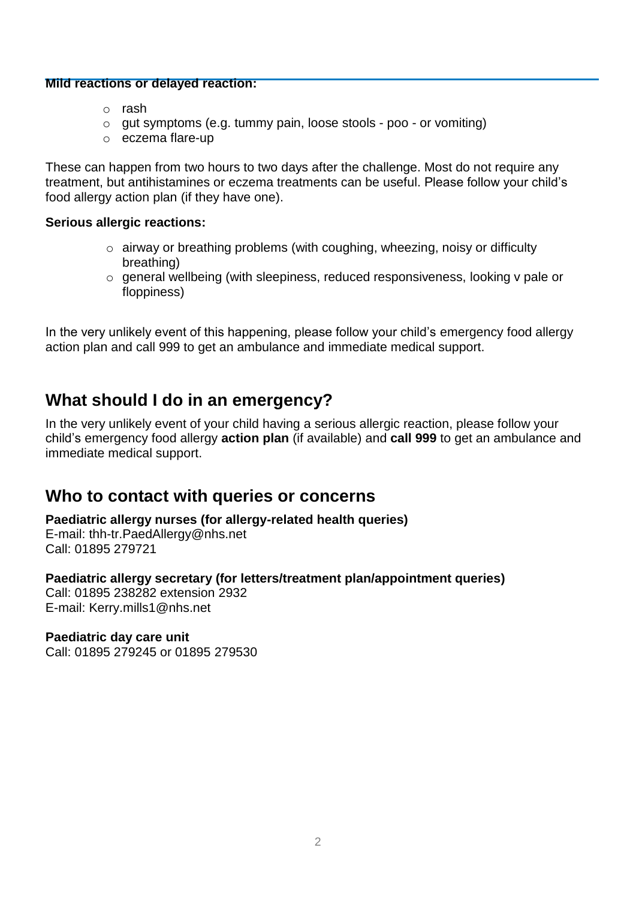**Mild reactions or delayed reaction:**

- rash
- gut symptoms (e.g. tummy pain, loose stools - poo - or vomiting)
- eczema flare-up

These can happen from two hours to two days after the challenge. Most do not require any treatment, but antihistamines or eczema treatments can be useful. Please follow your child's food allergy action plan (if they have one).

**Serious allergic reactions:**

- airway or breathing problems (with coughing, wheezing, noisy or difficulty breathing)
- general wellbeing (with sleepiness, reduced responsiveness, looking v pale or floppiness)

In the very unlikely event of this happening, please follow your child's emergency food allergy action plan and call 999 to get an ambulance and immediate medical support.

## What should I do in an emergency?

In the very unlikely event of your child having a serious allergic reaction, please follow your child's emergency food allergy **action plan** (if available) and **call 999** to get an ambulance and immediate medical support.

## Who to contact with queries or concerns

**Paediatric allergy nurses (for allergy-related health queries)**
E-mail: thh-tr.PaedAllergy@nhs.net
Call: 01895 279721

**Paediatric allergy secretary (for letters/treatment plan/appointment queries)**
Call: 01895 238282 extension 2932
E-mail: Kerry.mills1@nhs.net

**Paediatric day care unit**
Call: 01895 279245 or 01895 279530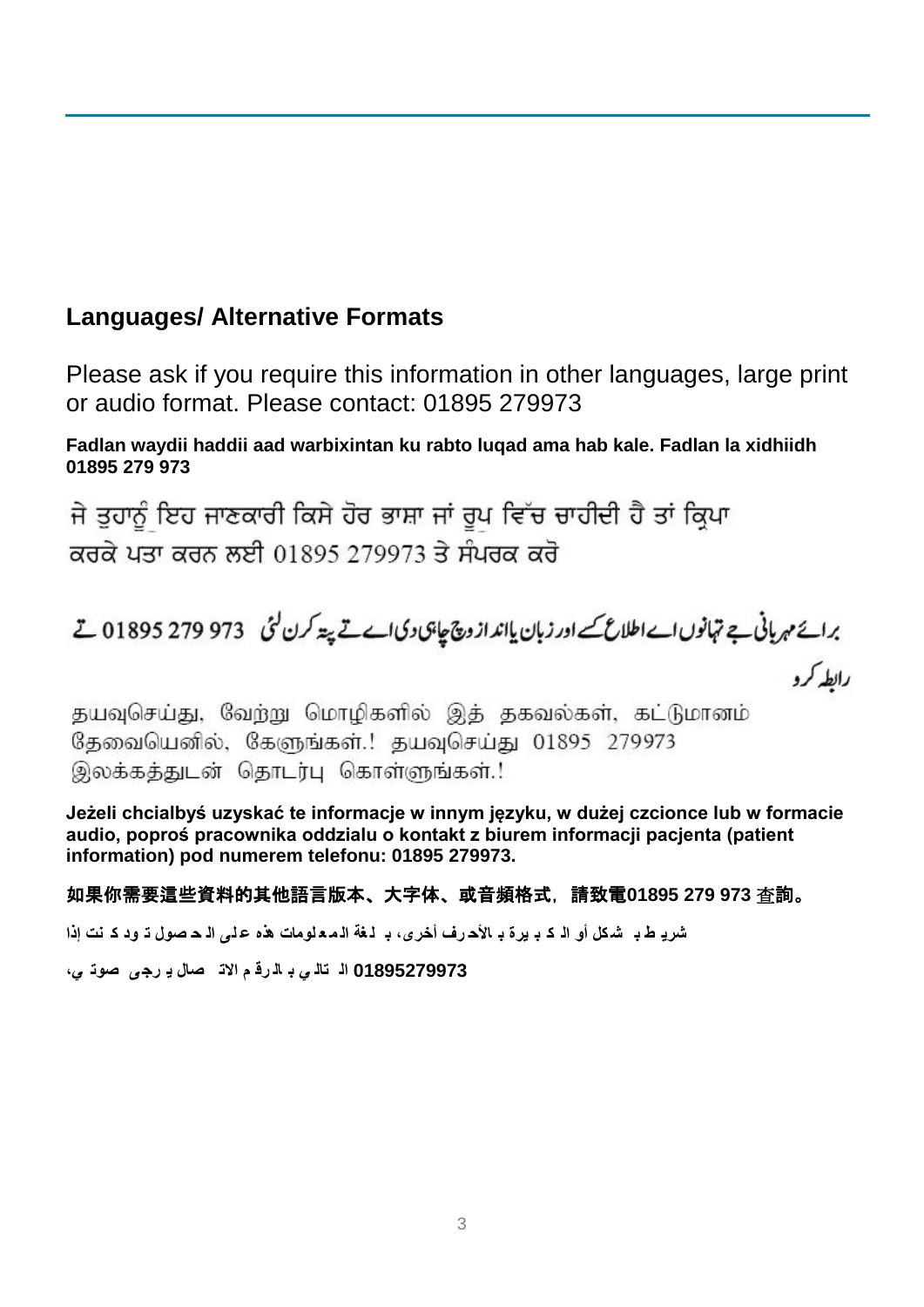## Languages/ Alternative Formats

Please ask if you require this information in other languages, large print or audio format. Please contact: 01895 279973

**Fadlan waydii haddii aad warbixintan ku rabto luqad ama hab kale. Fadlan la xidhiidh 01895 279 973**

ਜੇ ਤੁਹਾਨੂੰ ਇਹ ਜਾਣਕਾਰੀ ਕਿਸੇ ਹੋਰ ਭਾਸ਼ਾ ਜਾਂ ਰੂਪ ਵਿੱਚ ਚਾਹੀਦੀ ਹੈ ਤਾਂ ਕ੍ਰਿਪਾ ਕਰਕੇ ਪਤਾ ਕਰਨ ਲਈ 01895 279973 ਤੇ ਸੰਪਰਕ ਕਰੋ

برائے مہربانی جے تہانوں اے اطلاع کسے اور زبان یا انداز وچ چاہی دی اے تے پتہ کرن لئی 01895 279 973 تے رابطہ کرو

தயவுசெய்து, வேற்று மொழிகளில் இத் தகவல்கள், கட்டுமானம் தேவையெனில், கேளுங்கள்.! தயவுசெய்து 01895 279973 இலக்கத்துடன் தொடர்பு கொள்ளுங்கள்.!

**Jeżeli chcialbyś uzyskać te informacje w innym języku, w dużej czcionce lub w formacie audio, poproś pracownika oddzialu o kontakt z biurem informacji pacjenta (patient information) pod numerem telefonu: 01895 279973.**

**如果你需要這些資料的其他語言版本、大字体、或音頻格式，請致電01895 279 973 查詢。**

**إذا كنت تود الحصول على هذه المعلومات بلغة أخرى، بالأحرف الكبيرة أو شكل شريط صوتي، يرجى الاتصال بالرقم التالي 01895279973**